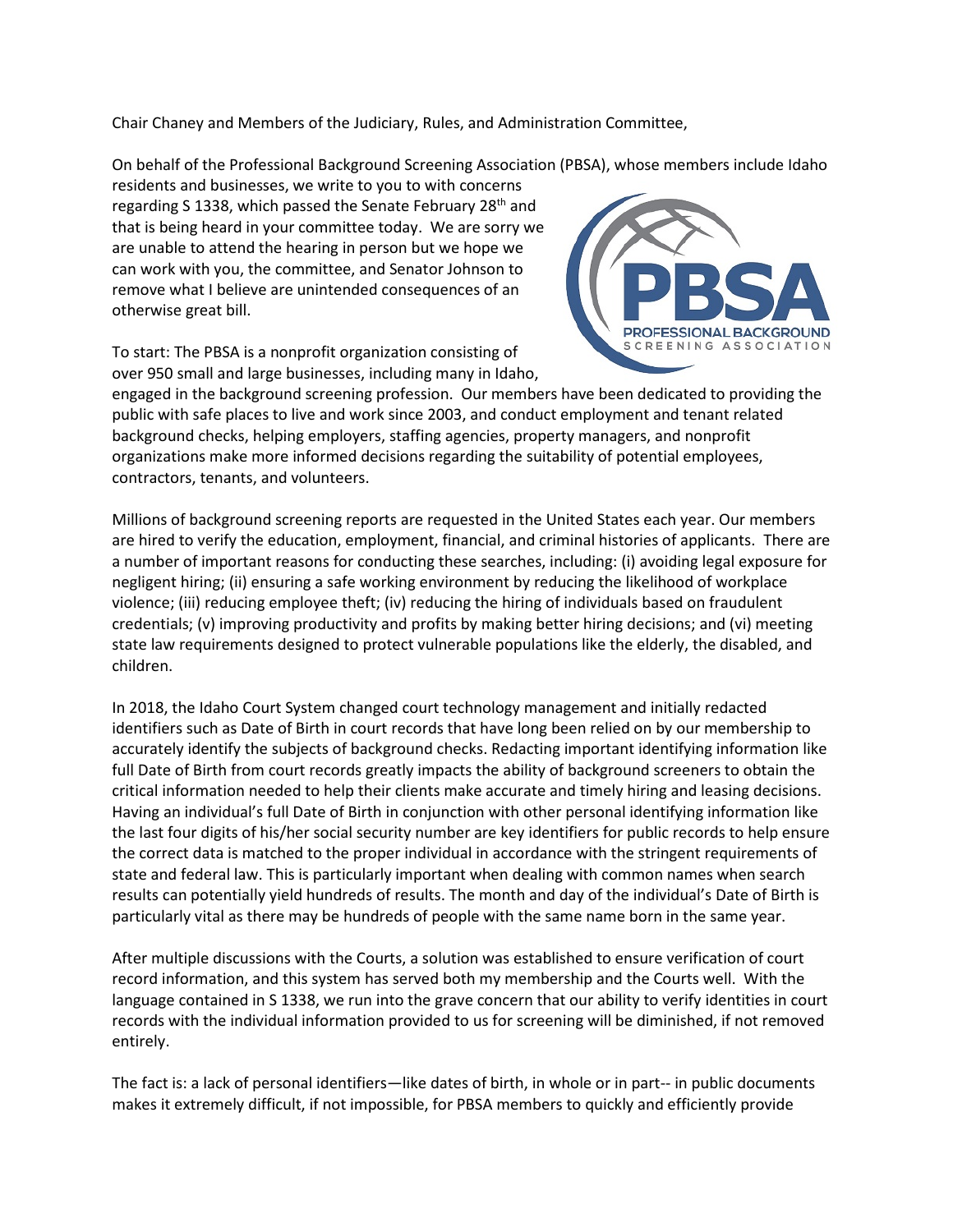Chair Chaney and Members of the Judiciary, Rules, and Administration Committee,

On behalf of the Professional Background Screening Association (PBSA), whose members include Idaho residents and businesses, we write to you to with concerns regarding S 1338, which passed the Senate February 28th and that is being heard in your committee today. We are sorry we are unable to attend the hearing in person but we hope we can work with you, the committee, and Senator Johnson to remove what I believe are unintended consequences of an otherwise great bill.

To start: The PBSA is a nonprofit organization consisting of over 950 small and large businesses, including many in Idaho, engaged in the background screening profession. Our members have been dedicated to providing the public with safe places to live and work since 2003, and conduct employment and tenant related background checks, helping employers, staffing agencies, property managers, and nonprofit organizations make more informed decisions regarding the suitability of potential employees, contractors, tenants, and volunteers.

Millions of background screening reports are requested in the United States each year. Our members are hired to verify the education, employment, financial, and criminal histories of applicants. There are a number of important reasons for conducting these searches, including: (i) avoiding legal exposure for negligent hiring; (ii) ensuring a safe working environment by reducing the likelihood of workplace violence; (iii) reducing employee theft; (iv) reducing the hiring of individuals based on fraudulent credentials; (v) improving productivity and profits by making better hiring decisions; and (vi) meeting state law requirements designed to protect vulnerable populations like the elderly, the disabled, and children.

In 2018, the Idaho Court System changed court technology management and initially redacted identifiers such as Date of Birth in court records that have long been relied on by our membership to accurately identify the subjects of background checks. Redacting important identifying information like full Date of Birth from court records greatly impacts the ability of background screeners to obtain the critical information needed to help their clients make accurate and timely hiring and leasing decisions. Having an individual's full Date of Birth in conjunction with other personal identifying information like the last four digits of his/her social security number are key identifiers for public records to help ensure the correct data is matched to the proper individual in accordance with the stringent requirements of state and federal law. This is particularly important when dealing with common names when search results can potentially yield hundreds of results. The month and day of the individual's Date of Birth is particularly vital as there may be hundreds of people with the same name born in the same year.

After multiple discussions with the Courts, a solution was established to ensure verification of court record information, and this system has served both my membership and the Courts well. With the language contained in S 1338, we run into the grave concern that our ability to verify identities in court records with the individual information provided to us for screening will be diminished, if not removed entirely.

The fact is: a lack of personal identifiers—like dates of birth, in whole or in part-- in public documents makes it extremely difficult, if not impossible, for PBSA members to quickly and efficiently provide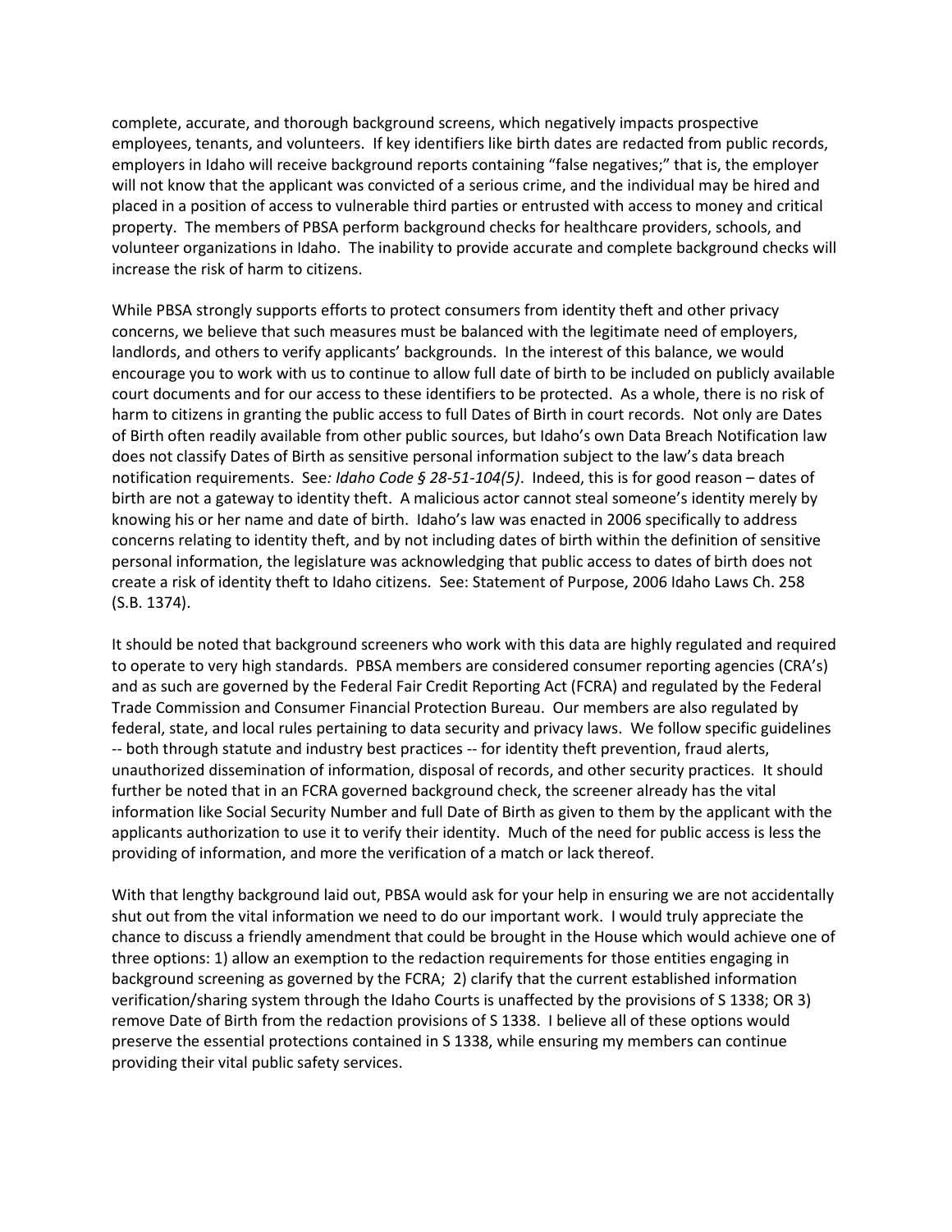complete, accurate, and thorough background screens, which negatively impacts prospective employees, tenants, and volunteers. If key identifiers like birth dates are redacted from public records, employers in Idaho will receive background reports containing "false negatives;" that is, the employer will not know that the applicant was convicted of a serious crime, and the individual may be hired and placed in a position of access to vulnerable third parties or entrusted with access to money and critical property. The members of PBSA perform background checks for healthcare providers, schools, and volunteer organizations in Idaho. The inability to provide accurate and complete background checks will increase the risk of harm to citizens.

While PBSA strongly supports efforts to protect consumers from identity theft and other privacy concerns, we believe that such measures must be balanced with the legitimate need of employers, landlords, and others to verify applicants' backgrounds. In the interest of this balance, we would encourage you to work with us to continue to allow full date of birth to be included on publicly available court documents and for our access to these identifiers to be protected. As a whole, there is no risk of harm to citizens in granting the public access to full Dates of Birth in court records. Not only are Dates of Birth often readily available from other public sources, but Idaho's own Data Breach Notification law does not classify Dates of Birth as sensitive personal information subject to the law's data breach notification requirements. See*: Idaho Code § 28-51-104(5)*. Indeed, this is for good reason – dates of birth are not a gateway to identity theft. A malicious actor cannot steal someone's identity merely by knowing his or her name and date of birth. Idaho's law was enacted in 2006 specifically to address concerns relating to identity theft, and by not including dates of birth within the definition of sensitive personal information, the legislature was acknowledging that public access to dates of birth does not create a risk of identity theft to Idaho citizens. See: Statement of Purpose, 2006 Idaho Laws Ch. 258 (S.B. 1374).

It should be noted that background screeners who work with this data are highly regulated and required to operate to very high standards. PBSA members are considered consumer reporting agencies (CRA's) and as such are governed by the Federal Fair Credit Reporting Act (FCRA) and regulated by the Federal Trade Commission and Consumer Financial Protection Bureau. Our members are also regulated by federal, state, and local rules pertaining to data security and privacy laws. We follow specific guidelines -- both through statute and industry best practices -- for identity theft prevention, fraud alerts, unauthorized dissemination of information, disposal of records, and other security practices. It should further be noted that in an FCRA governed background check, the screener already has the vital information like Social Security Number and full Date of Birth as given to them by the applicant with the applicants authorization to use it to verify their identity. Much of the need for public access is less the providing of information, and more the verification of a match or lack thereof.

With that lengthy background laid out, PBSA would ask for your help in ensuring we are not accidentally shut out from the vital information we need to do our important work. I would truly appreciate the chance to discuss a friendly amendment that could be brought in the House which would achieve one of three options: 1) allow an exemption to the redaction requirements for those entities engaging in background screening as governed by the FCRA; 2) clarify that the current established information verification/sharing system through the Idaho Courts is unaffected by the provisions of S 1338; OR 3) remove Date of Birth from the redaction provisions of S 1338. I believe all of these options would preserve the essential protections contained in S 1338, while ensuring my members can continue providing their vital public safety services.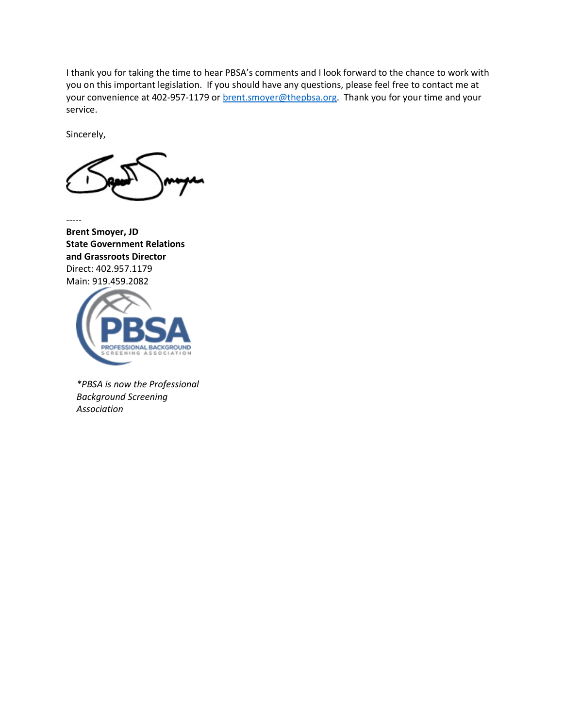I thank you for taking the time to hear PBSA's comments and I look forward to the chance to work with you on this important legislation. If you should have any questions, please feel free to contact me at your convenience at 402-957-1179 or brent.smoyer@thepbsa.org. Thank you for your time and your service.

Sincerely,

-----

**Brent Smoyer, JD**
**State Government Relations**
**and Grassroots Director**
Direct: 402.957.1179
Main: 919.459.2082

PBSA
PROFESSIONAL BACKGROUND SCREENING ASSOCIATION

*\*PBSA is now the Professional Background Screening Association*